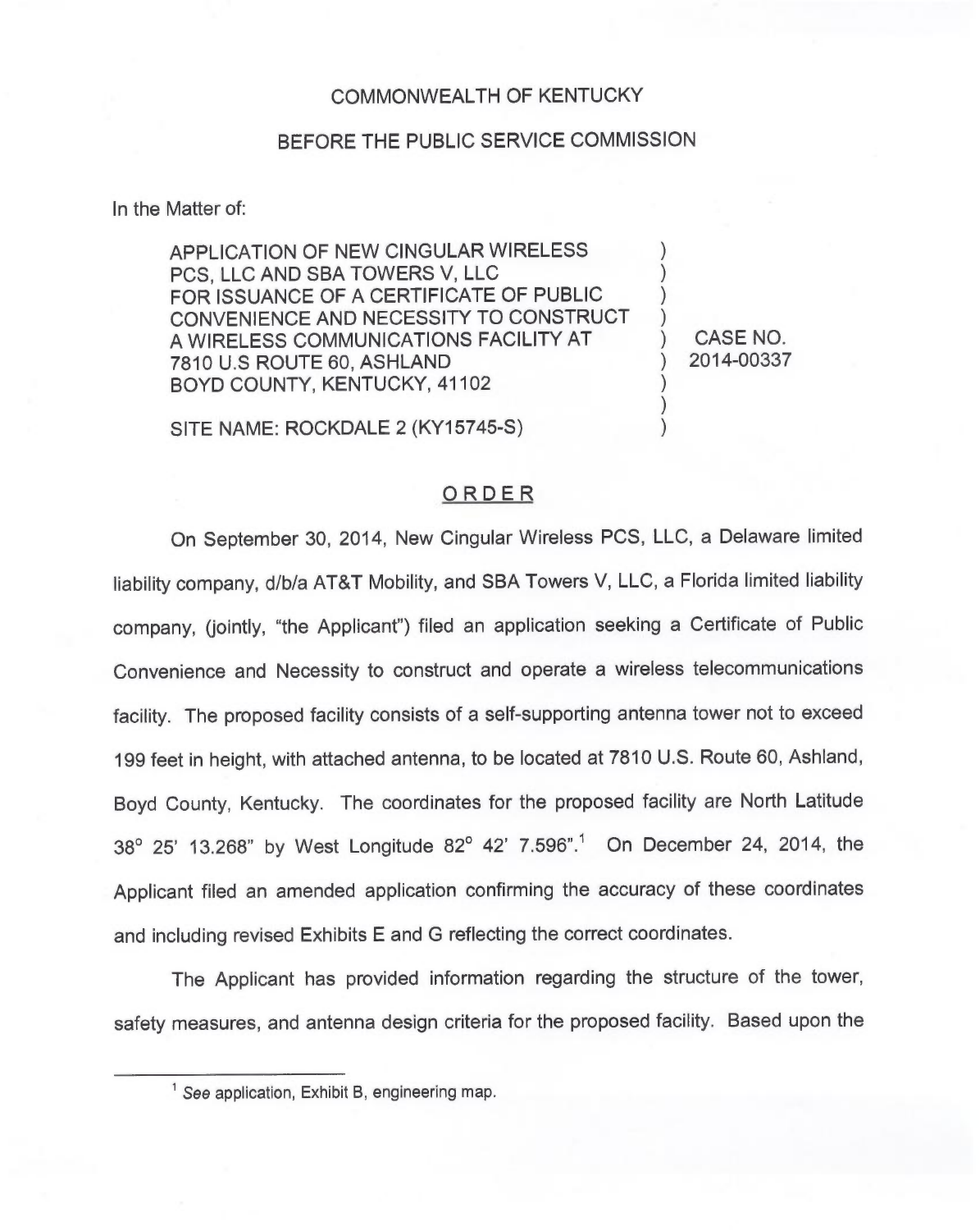COMMONWEALTH OF KENTUCKY

BEFORE THE PUBLIC SERVICE COMMISSION

In the Matter of:

| | | |
|---|---|---|
| APPLICATION OF NEW CINGULAR WIRELESS PCS, LLC AND SBA TOWERS V, LLC FOR ISSUANCE OF A CERTIFICATE OF PUBLIC CONVENIENCE AND NECESSITY TO CONSTRUCT A WIRELESS COMMUNICATIONS FACILITY AT 7810 U.S ROUTE 60, ASHLAND BOYD COUNTY, KENTUCKY, 41102<br><br>SITE NAME: ROCKDALE 2 (KY15745-S) | ) | CASE NO. 2014-00337 |

## ORDER

On September 30, 2014, New Cingular Wireless PCS, LLC, a Delaware limited liability company, d/b/a AT&T Mobility, and SBA Towers V, LLC, a Florida limited liability company, (jointly, "the Applicant") filed an application seeking a Certificate of Public Convenience and Necessity to construct and operate a wireless telecommunications facility. The proposed facility consists of a self-supporting antenna tower not to exceed 199 feet in height, with attached antenna, to be located at 7810 U.S. Route 60, Ashland, Boyd County, Kentucky. The coordinates for the proposed facility are North Latitude 38° 25' 13.268" by West Longitude 82° 42' 7.596".[1] On December 24, 2014, the Applicant filed an amended application confirming the accuracy of these coordinates and including revised Exhibits E and G reflecting the correct coordinates.

The Applicant has provided information regarding the structure of the tower, safety measures, and antenna design criteria for the proposed facility. Based upon the

[1] *See* application, Exhibit B, engineering map.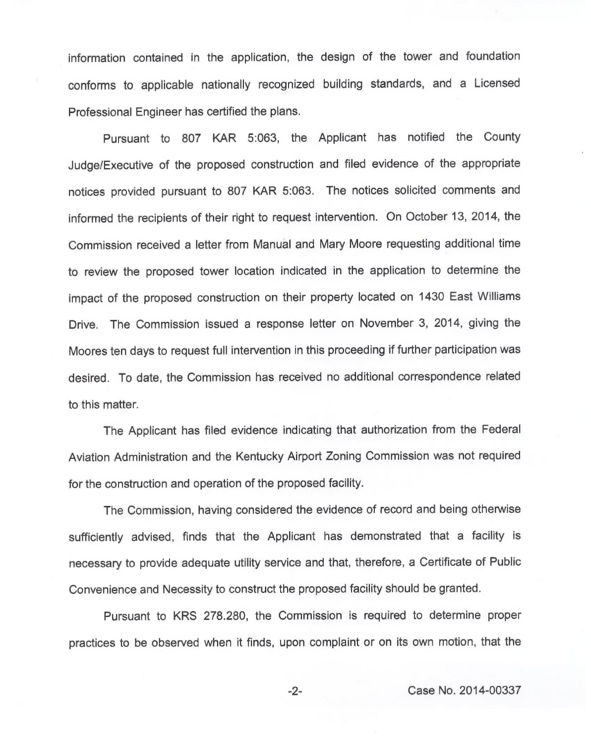information contained in the application, the design of the tower and foundation conforms to applicable nationally recognized building standards, and a Licensed Professional Engineer has certified the plans.

Pursuant to 807 KAR 5:063, the Applicant has notified the County Judge/Executive of the proposed construction and filed evidence of the appropriate notices provided pursuant to 807 KAR 5:063. The notices solicited comments and informed the recipients of their right to request intervention. On October 13, 2014, the Commission received a letter from Manual and Mary Moore requesting additional time to review the proposed tower location indicated in the application to determine the impact of the proposed construction on their property located on 1430 East Williams Drive. The Commission issued a response letter on November 3, 2014, giving the Moores ten days to request full intervention in this proceeding if further participation was desired. To date, the Commission has received no additional correspondence related to this matter.

The Applicant has filed evidence indicating that authorization from the Federal Aviation Administration and the Kentucky Airport Zoning Commission was not required for the construction and operation of the proposed facility.

The Commission, having considered the evidence of record and being otherwise sufficiently advised, finds that the Applicant has demonstrated that a facility is necessary to provide adequate utility service and that, therefore, a Certificate of Public Convenience and Necessity to construct the proposed facility should be granted.

Pursuant to KRS 278.280, the Commission is required to determine proper practices to be observed when it finds, upon complaint or on its own motion, that the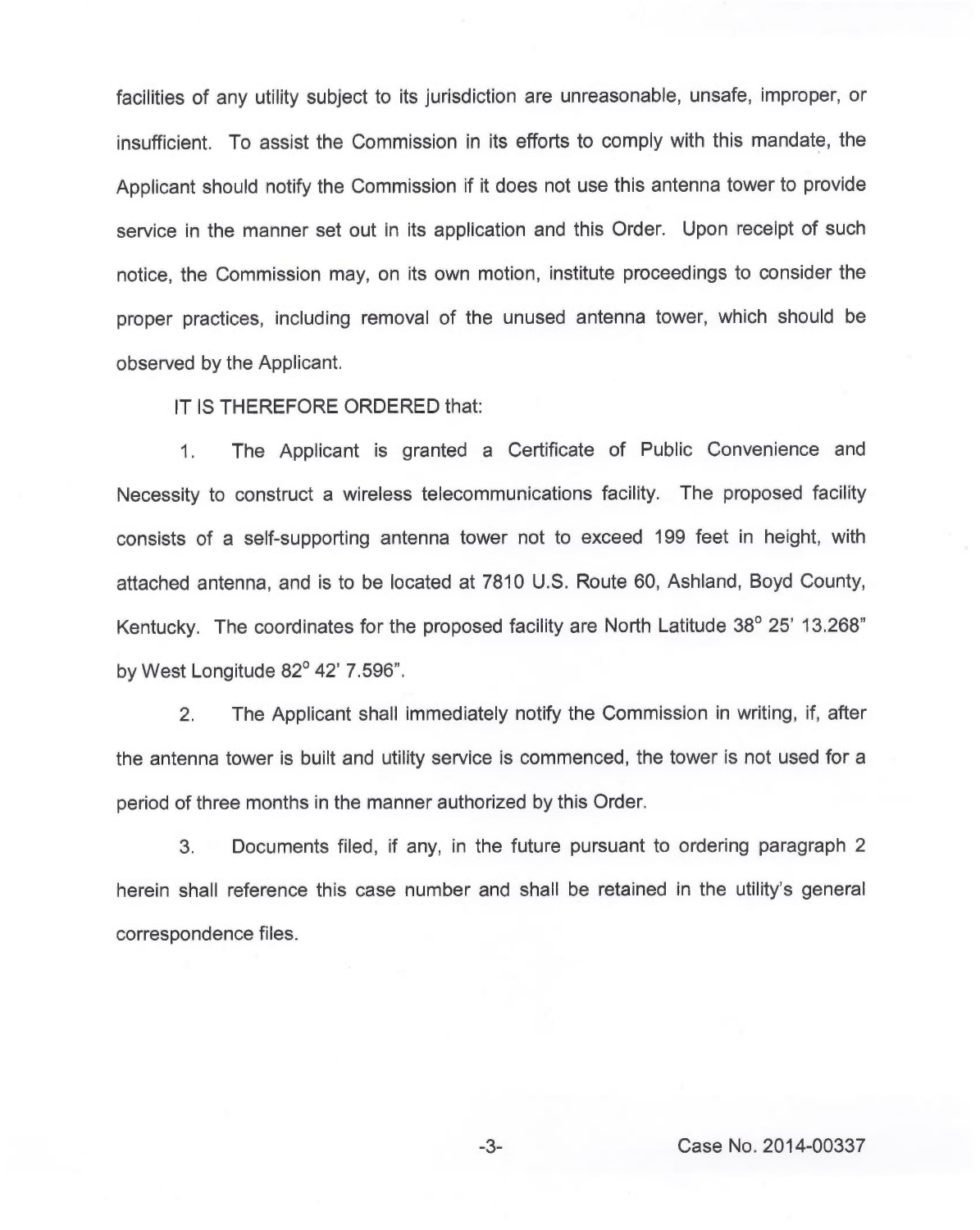facilities of any utility subject to its jurisdiction are unreasonable, unsafe, improper, or insufficient. To assist the Commission in its efforts to comply with this mandate, the Applicant should notify the Commission if it does not use this antenna tower to provide service in the manner set out in its application and this Order. Upon receipt of such notice, the Commission may, on its own motion, institute proceedings to consider the proper practices, including removal of the unused antenna tower, which should be observed by the Applicant.

IT IS THEREFORE ORDERED that:

1. The Applicant is granted a Certificate of Public Convenience and Necessity to construct a wireless telecommunications facility. The proposed facility consists of a self-supporting antenna tower not to exceed 199 feet in height, with attached antenna, and is to be located at 7810 U.S. Route 60, Ashland, Boyd County, Kentucky. The coordinates for the proposed facility are North Latitude 38° 25' 13.268" by West Longitude 82° 42' 7.596".

2. The Applicant shall immediately notify the Commission in writing, if, after the antenna tower is built and utility service is commenced, the tower is not used for a period of three months in the manner authorized by this Order.

3. Documents filed, if any, in the future pursuant to ordering paragraph 2 herein shall reference this case number and shall be retained in the utility's general correspondence files.

Case No. 2014-00337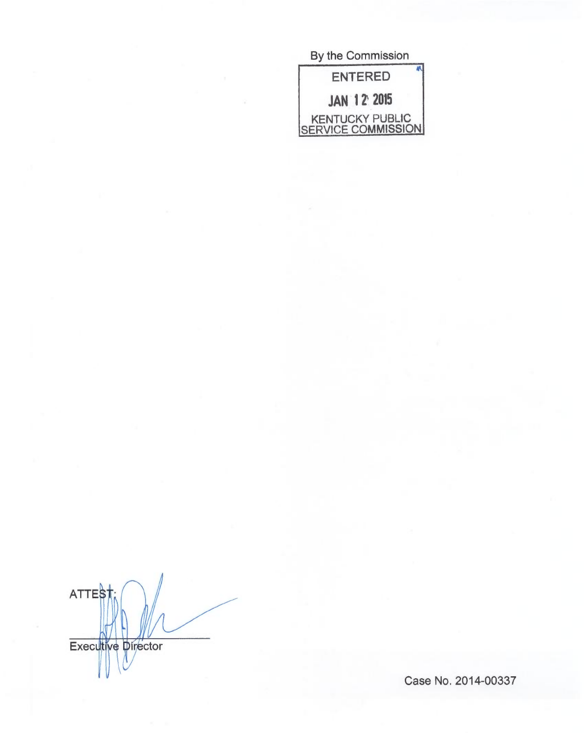By the Commission

ENTERED

JAN 12 2015

KENTUCKY PUBLIC SERVICE COMMISSION

ATTEST:

Executive Director

Case No. 2014-00337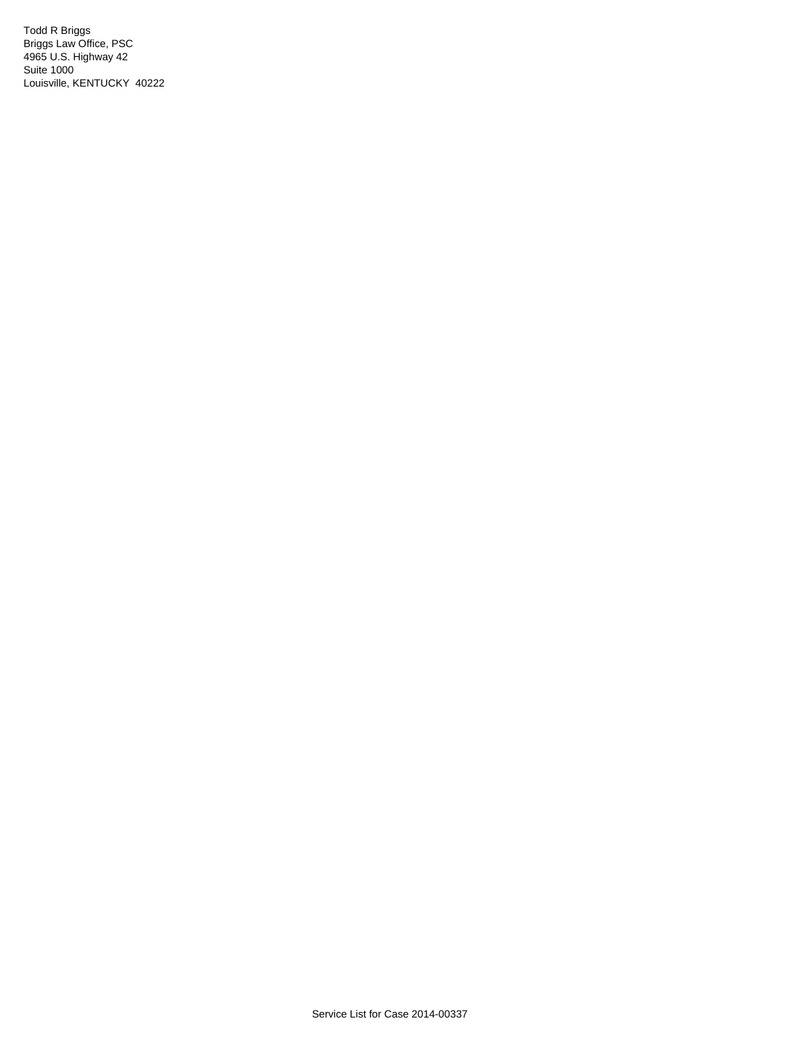Todd R Briggs
Briggs Law Office, PSC
4965 U.S. Highway 42
Suite 1000
Louisville, KENTUCKY 40222